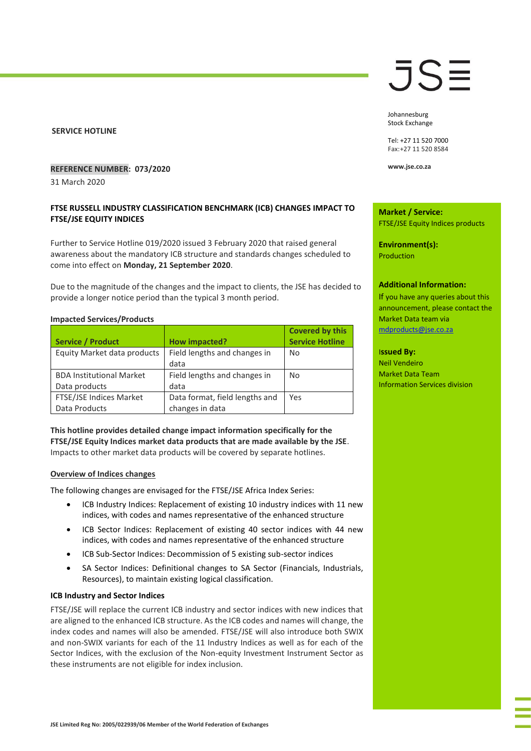**SERVICE HOTLINE**

Johannesburg Stock Exchange

Tel: +27 11 520 7000
Fax:+27 11 520 8584

**www.jse.co.za**

**REFERENCE NUMBER: 073/2020**

31 March 2020

**Market / Service:**
FTSE/JSE Equity Indices products

**Environment(s):**
Production

**Additional Information:**
If you have any queries about this announcement, please contact the Market Data team via mdproducts@jse.co.za

**Issued By:**
Neil Vendeiro
Market Data Team
Information Services division

## FTSE RUSSELL INDUSTRY CLASSIFICATION BENCHMARK (ICB) CHANGES IMPACT TO FTSE/JSE EQUITY INDICES

Further to Service Hotline 019/2020 issued 3 February 2020 that raised general awareness about the mandatory ICB structure and standards changes scheduled to come into effect on **Monday, 21 September 2020**.

Due to the magnitude of the changes and the impact to clients, the JSE has decided to provide a longer notice period than the typical 3 month period.

**Impacted Services/Products**

| Service / Product | How impacted? | Covered by this Service Hotline |
|---|---|---|
| Equity Market data products | Field lengths and changes in data | No |
| BDA Institutional Market Data products | Field lengths and changes in data | No |
| FTSE/JSE Indices Market Data Products | Data format, field lengths and changes in data | Yes |

**This hotline provides detailed change impact information specifically for the FTSE/JSE Equity Indices market data products that are made available by the JSE**. Impacts to other market data products will be covered by separate hotlines.

### Overview of Indices changes

The following changes are envisaged for the FTSE/JSE Africa Index Series:

- ICB Industry Indices: Replacement of existing 10 industry indices with 11 new indices, with codes and names representative of the enhanced structure
- ICB Sector Indices: Replacement of existing 40 sector indices with 44 new indices, with codes and names representative of the enhanced structure
- ICB Sub-Sector Indices: Decommission of 5 existing sub-sector indices
- SA Sector Indices: Definitional changes to SA Sector (Financials, Industrials, Resources), to maintain existing logical classification.

### ICB Industry and Sector Indices

FTSE/JSE will replace the current ICB industry and sector indices with new indices that are aligned to the enhanced ICB structure. As the ICB codes and names will change, the index codes and names will also be amended. FTSE/JSE will also introduce both SWIX and non-SWIX variants for each of the 11 Industry Indices as well as for each of the Sector Indices, with the exclusion of the Non-equity Investment Instrument Sector as these instruments are not eligible for index inclusion.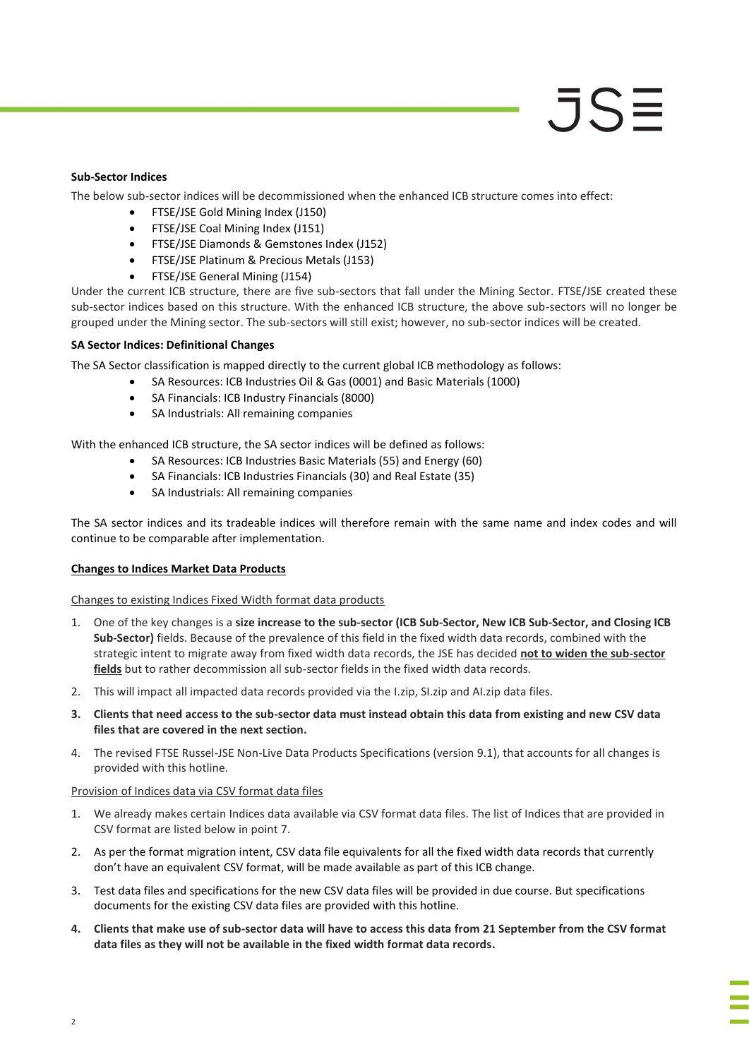**Sub-Sector Indices**

The below sub-sector indices will be decommissioned when the enhanced ICB structure comes into effect:

- FTSE/JSE Gold Mining Index (J150)
- FTSE/JSE Coal Mining Index (J151)
- FTSE/JSE Diamonds & Gemstones Index (J152)
- FTSE/JSE Platinum & Precious Metals (J153)
- FTSE/JSE General Mining (J154)

Under the current ICB structure, there are five sub-sectors that fall under the Mining Sector. FTSE/JSE created these sub-sector indices based on this structure. With the enhanced ICB structure, the above sub-sectors will no longer be grouped under the Mining sector. The sub-sectors will still exist; however, no sub-sector indices will be created.

**SA Sector Indices: Definitional Changes**

The SA Sector classification is mapped directly to the current global ICB methodology as follows:

- SA Resources: ICB Industries Oil & Gas (0001) and Basic Materials (1000)
- SA Financials: ICB Industry Financials (8000)
- SA Industrials: All remaining companies

With the enhanced ICB structure, the SA sector indices will be defined as follows:

- SA Resources: ICB Industries Basic Materials (55) and Energy (60)
- SA Financials: ICB Industries Financials (30) and Real Estate (35)
- SA Industrials: All remaining companies

The SA sector indices and its tradeable indices will therefore remain with the same name and index codes and will continue to be comparable after implementation.

**Changes to Indices Market Data Products**

Changes to existing Indices Fixed Width format data products

1. One of the key changes is a **size increase to the sub-sector (ICB Sub-Sector, New ICB Sub-Sector, and Closing ICB Sub-Sector)** fields. Because of the prevalence of this field in the fixed width data records, combined with the strategic intent to migrate away from fixed width data records, the JSE has decided **not to widen the sub-sector fields** but to rather decommission all sub-sector fields in the fixed width data records.
2. This will impact all impacted data records provided via the I.zip, SI.zip and AI.zip data files.
3. **Clients that need access to the sub-sector data must instead obtain this data from existing and new CSV data files that are covered in the next section.**
4. The revised FTSE Russel-JSE Non-Live Data Products Specifications (version 9.1), that accounts for all changes is provided with this hotline.

Provision of Indices data via CSV format data files

1. We already makes certain Indices data available via CSV format data files. The list of Indices that are provided in CSV format are listed below in point 7.
2. As per the format migration intent, CSV data file equivalents for all the fixed width data records that currently don't have an equivalent CSV format, will be made available as part of this ICB change.
3. Test data files and specifications for the new CSV data files will be provided in due course. But specifications documents for the existing CSV data files are provided with this hotline.
4. **Clients that make use of sub-sector data will have to access this data from 21 September from the CSV format data files as they will not be available in the fixed width format data records.**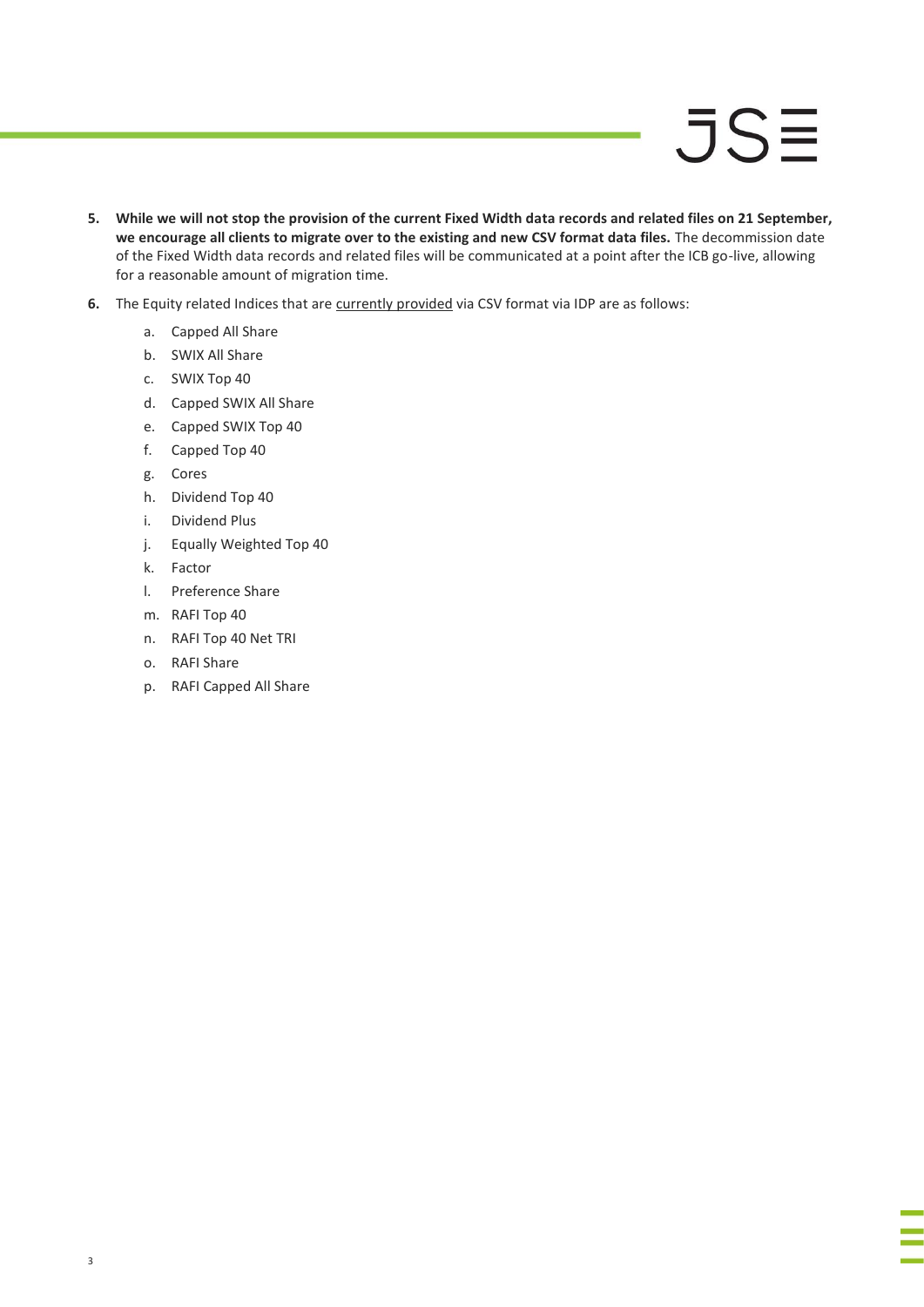5. **While we will not stop the provision of the current Fixed Width data records and related files on 21 September, we encourage all clients to migrate over to the existing and new CSV format data files.** The decommission date of the Fixed Width data records and related files will be communicated at a point after the ICB go-live, allowing for a reasonable amount of migration time.
6. The Equity related Indices that are <u>currently provided</u> via CSV format via IDP are as follows:
   a. Capped All Share
   b. SWIX All Share
   c. SWIX Top 40
   d. Capped SWIX All Share
   e. Capped SWIX Top 40
   f. Capped Top 40
   g. Cores
   h. Dividend Top 40
   i. Dividend Plus
   j. Equally Weighted Top 40
   k. Factor
   l. Preference Share
   m. RAFI Top 40
   n. RAFI Top 40 Net TRI
   o. RAFI Share
   p. RAFI Capped All Share